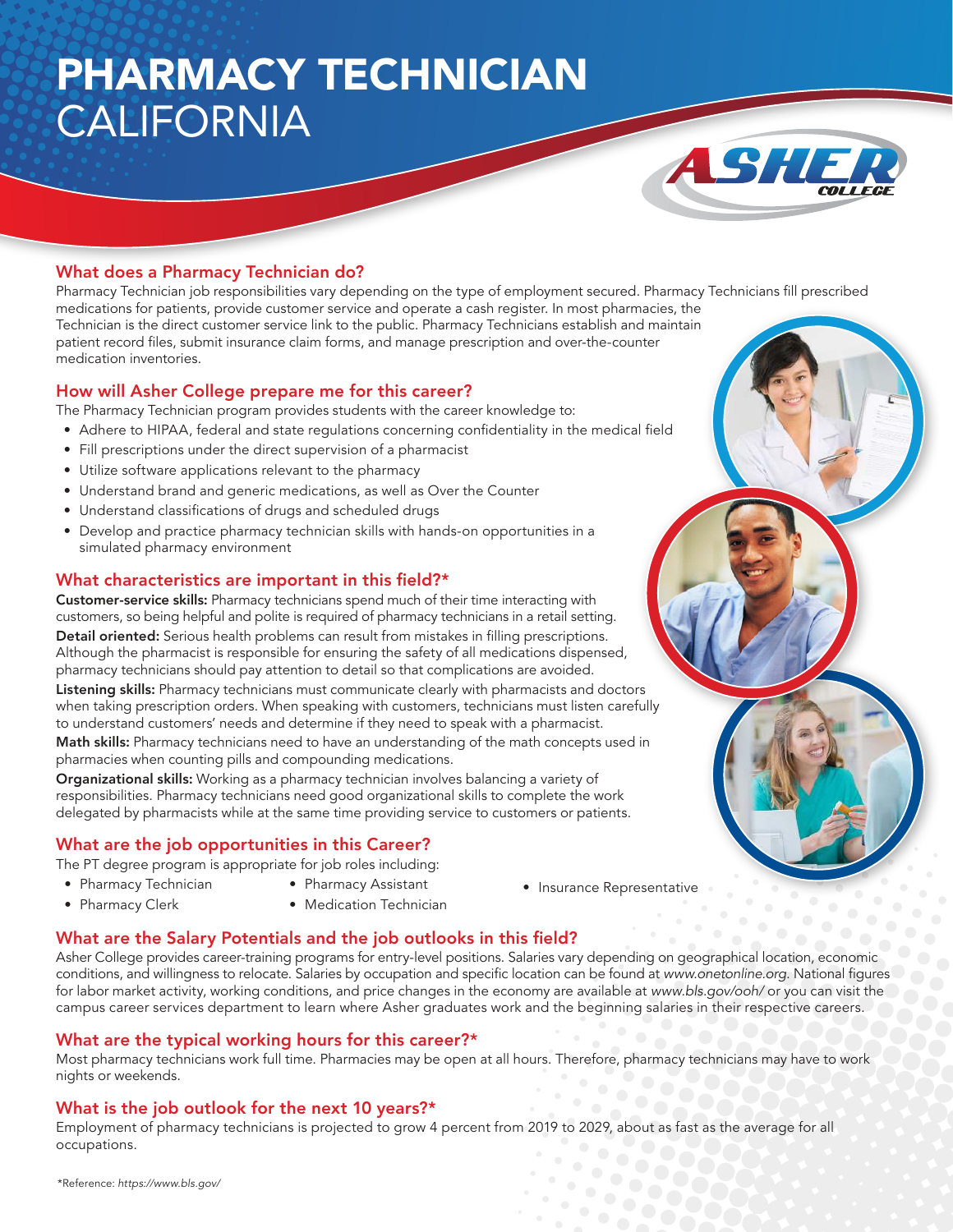# PHARMACY TECHNICIAN CALIFORNIA

## What does a Pharmacy Technician do?

Pharmacy Technician job responsibilities vary depending on the type of employment secured. Pharmacy Technicians fill prescribed medications for patients, provide customer service and operate a cash register. In most pharmacies, the Technician is the direct customer service link to the public. Pharmacy Technicians establish and maintain patient record files, submit insurance claim forms, and manage prescription and over-the-counter medication inventories.

## How will Asher College prepare me for this career?

The Pharmacy Technician program provides students with the career knowledge to:

- Adhere to HIPAA, federal and state regulations concerning confidentiality in the medical field
- Fill prescriptions under the direct supervision of a pharmacist
- Utilize software applications relevant to the pharmacy
- Understand brand and generic medications, as well as Over the Counter
- Understand classifications of drugs and scheduled drugs
- Develop and practice pharmacy technician skills with hands-on opportunities in a simulated pharmacy environment

## What characteristics are important in this field?*

**Customer-service skills:** Pharmacy technicians spend much of their time interacting with customers, so being helpful and polite is required of pharmacy technicians in a retail setting.

**Detail oriented:** Serious health problems can result from mistakes in filling prescriptions. Although the pharmacist is responsible for ensuring the safety of all medications dispensed, pharmacy technicians should pay attention to detail so that complications are avoided.

**Listening skills:** Pharmacy technicians must communicate clearly with pharmacists and doctors when taking prescription orders. When speaking with customers, technicians must listen carefully to understand customers' needs and determine if they need to speak with a pharmacist.

**Math skills:** Pharmacy technicians need to have an understanding of the math concepts used in pharmacies when counting pills and compounding medications.

**Organizational skills:** Working as a pharmacy technician involves balancing a variety of responsibilities. Pharmacy technicians need good organizational skills to complete the work delegated by pharmacists while at the same time providing service to customers or patients.

## What are the job opportunities in this Career?

The PT degree program is appropriate for job roles including:

- Pharmacy Technician
- Pharmacy Clerk
- Pharmacy Assistant
- Medication Technician
- Insurance Representative

## What are the Salary Potentials and the job outlooks in this field?

Asher College provides career-training programs for entry-level positions. Salaries vary depending on geographical location, economic conditions, and willingness to relocate. Salaries by occupation and specific location can be found at *www.onetonline.org.* National figures for labor market activity, working conditions, and price changes in the economy are available at *www.bls.gov/ooh/* or you can visit the campus career services department to learn where Asher graduates work and the beginning salaries in their respective careers.

## What are the typical working hours for this career?*

Most pharmacy technicians work full time. Pharmacies may be open at all hours. Therefore, pharmacy technicians may have to work nights or weekends.

## What is the job outlook for the next 10 years?*

Employment of pharmacy technicians is projected to grow 4 percent from 2019 to 2029, about as fast as the average for all occupations.

*Reference: *https://www.bls.gov/*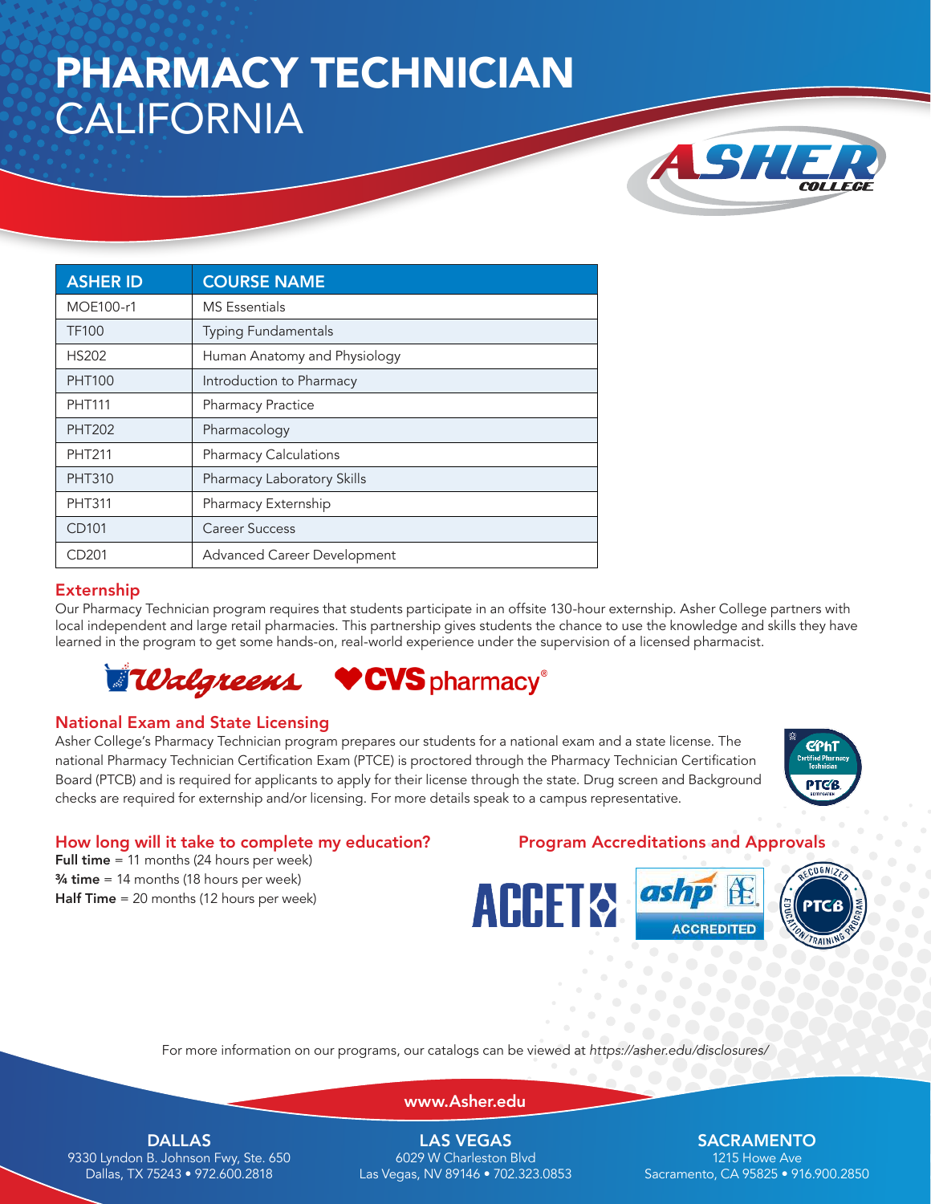# PHARMACY TECHNICIAN
# CALIFORNIA

| ASHER ID | COURSE NAME |
|---|---|
| MOE100-r1 | MS Essentials |
| TF100 | Typing Fundamentals |
| HS202 | Human Anatomy and Physiology |
| PHT100 | Introduction to Pharmacy |
| PHT111 | Pharmacy Practice |
| PHT202 | Pharmacology |
| PHT211 | Pharmacy Calculations |
| PHT310 | Pharmacy Laboratory Skills |
| PHT311 | Pharmacy Externship |
| CD101 | Career Success |
| CD201 | Advanced Career Development |

## Externship

Our Pharmacy Technician program requires that students participate in an offsite 130-hour externship. Asher College partners with local independent and large retail pharmacies. This partnership gives students the chance to use the knowledge and skills they have learned in the program to get some hands-on, real-world experience under the supervision of a licensed pharmacist.

## National Exam and State Licensing

Asher College's Pharmacy Technician program prepares our students for a national exam and a state license. The national Pharmacy Technician Certification Exam (PTCE) is proctored through the Pharmacy Technician Certification Board (PTCB) and is required for applicants to apply for their license through the state. Drug screen and Background checks are required for externship and/or licensing. For more details speak to a campus representative.

## How long will it take to complete my education?

**Full time** = 11 months (24 hours per week)
**¾ time** = 14 months (18 hours per week)
**Half Time** = 20 months (12 hours per week)

## Program Accreditations and Approvals

For more information on our programs, our catalogs can be viewed at *https://asher.edu/disclosures/*

www.Asher.edu

**DALLAS**
9330 Lyndon B. Johnson Fwy, Ste. 650
Dallas, TX 75243 • 972.600.2818

**LAS VEGAS**
6029 W Charleston Blvd
Las Vegas, NV 89146 • 702.323.0853

**SACRAMENTO**
1215 Howe Ave
Sacramento, CA 95825 • 916.900.2850